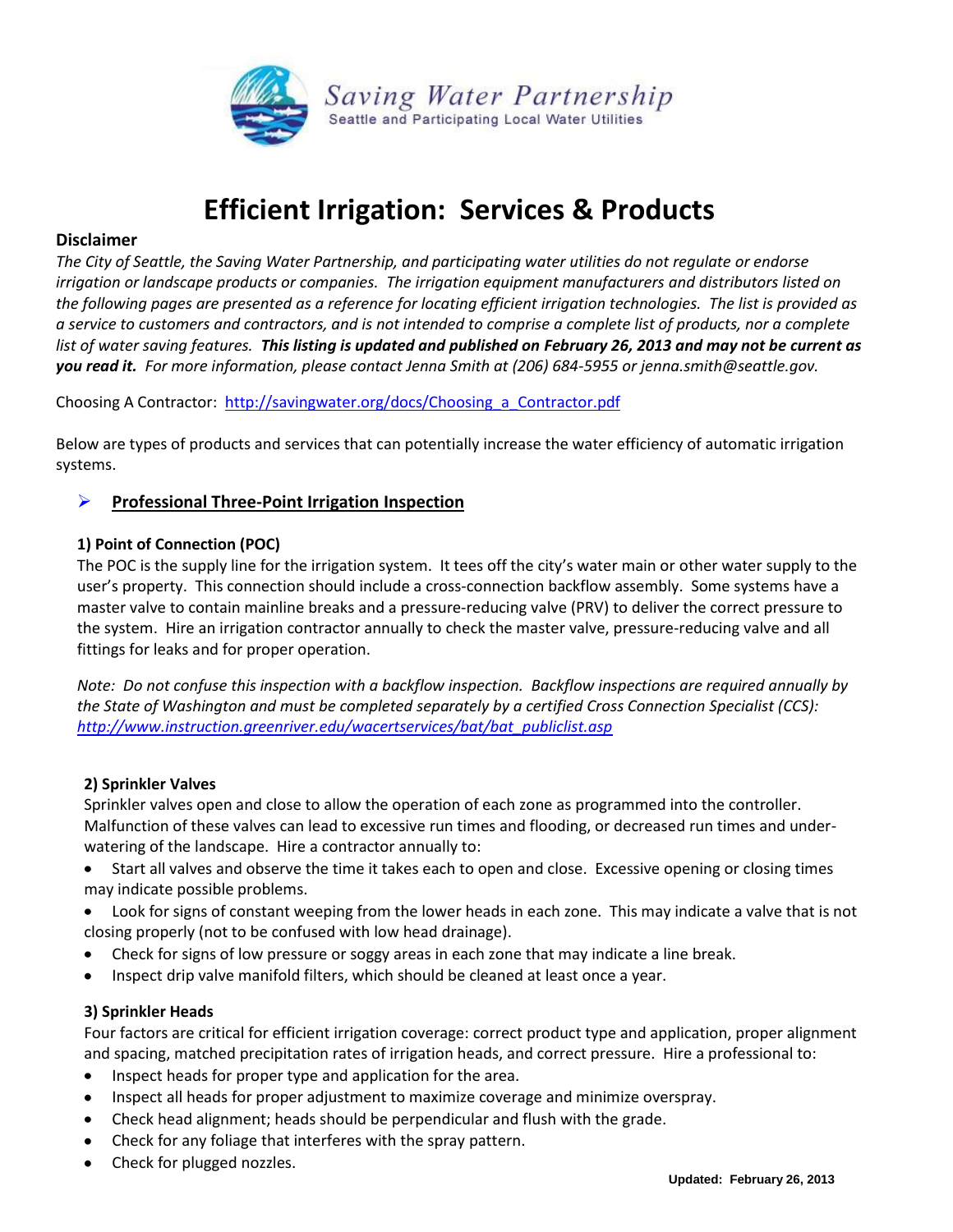Saving Water Partnership
Seattle and Participating Local Water Utilities

# Efficient Irrigation: Services & Products

**Disclaimer**

*The City of Seattle, the Saving Water Partnership, and participating water utilities do not regulate or endorse irrigation or landscape products or companies. The irrigation equipment manufacturers and distributors listed on the following pages are presented as a reference for locating efficient irrigation technologies. The list is provided as a service to customers and contractors, and is not intended to comprise a complete list of products, nor a complete list of water saving features.* ***This listing is updated and published on February 26, 2013 and may not be current as you read it.*** *For more information, please contact Jenna Smith at (206) 684-5955 or jenna.smith@seattle.gov.*

Choosing A Contractor: http://savingwater.org/docs/Choosing_a_Contractor.pdf

Below are types of products and services that can potentially increase the water efficiency of automatic irrigation systems.

- **Professional Three-Point Irrigation Inspection**

**1) Point of Connection (POC)**

The POC is the supply line for the irrigation system. It tees off the city's water main or other water supply to the user's property. This connection should include a cross-connection backflow assembly. Some systems have a master valve to contain mainline breaks and a pressure-reducing valve (PRV) to deliver the correct pressure to the system. Hire an irrigation contractor annually to check the master valve, pressure-reducing valve and all fittings for leaks and for proper operation.

*Note: Do not confuse this inspection with a backflow inspection. Backflow inspections are required annually by the State of Washington and must be completed separately by a certified Cross Connection Specialist (CCS): http://www.instruction.greenriver.edu/wacertservices/bat/bat_publiclist.asp*

**2) Sprinkler Valves**

Sprinkler valves open and close to allow the operation of each zone as programmed into the controller. Malfunction of these valves can lead to excessive run times and flooding, or decreased run times and under-watering of the landscape. Hire a contractor annually to:

- Start all valves and observe the time it takes each to open and close. Excessive opening or closing times may indicate possible problems.
- Look for signs of constant weeping from the lower heads in each zone. This may indicate a valve that is not closing properly (not to be confused with low head drainage).
- Check for signs of low pressure or soggy areas in each zone that may indicate a line break.
- Inspect drip valve manifold filters, which should be cleaned at least once a year.

**3) Sprinkler Heads**

Four factors are critical for efficient irrigation coverage: correct product type and application, proper alignment and spacing, matched precipitation rates of irrigation heads, and correct pressure. Hire a professional to:

- Inspect heads for proper type and application for the area.
- Inspect all heads for proper adjustment to maximize coverage and minimize overspray.
- Check head alignment; heads should be perpendicular and flush with the grade.
- Check for any foliage that interferes with the spray pattern.
- Check for plugged nozzles.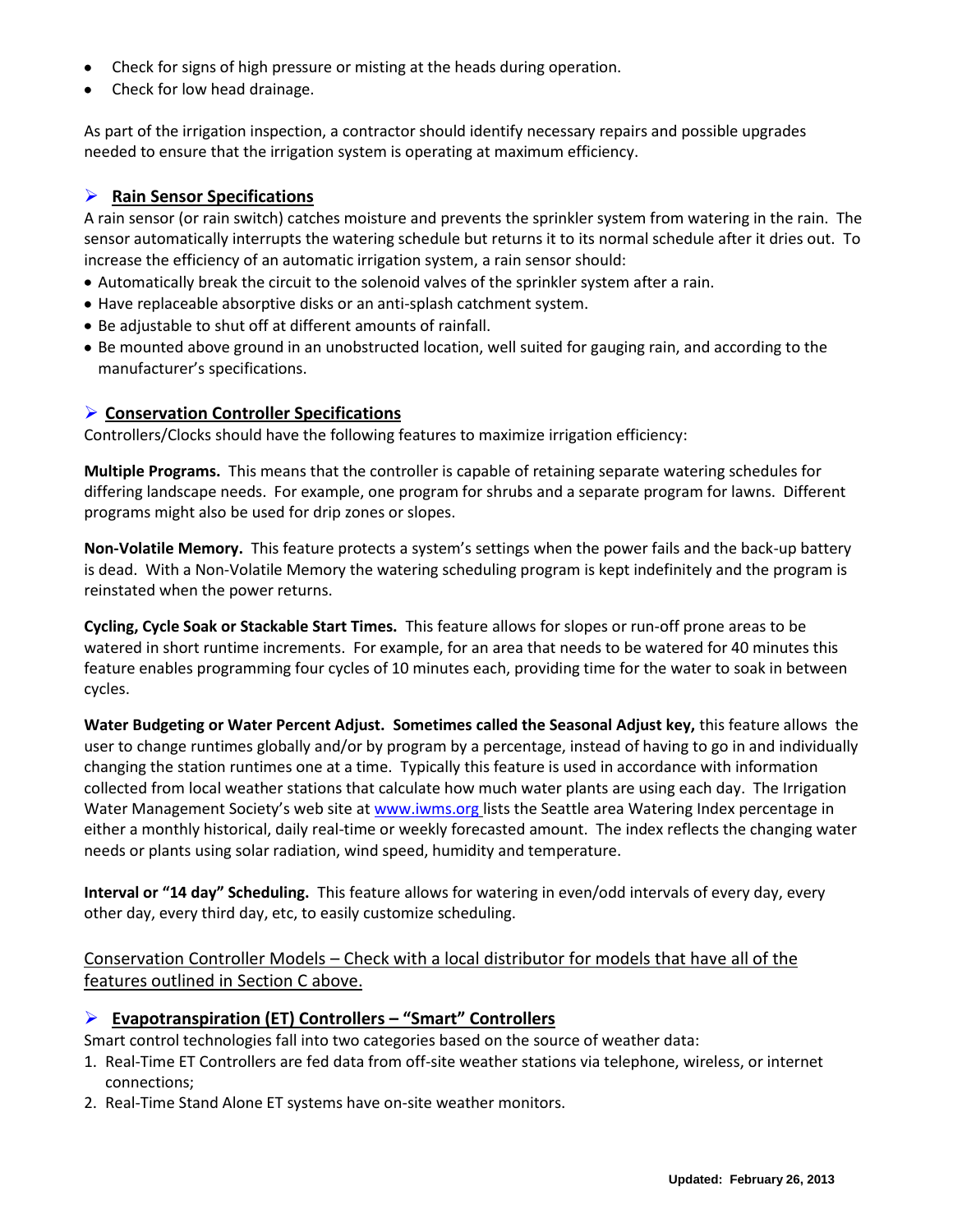- Check for signs of high pressure or misting at the heads during operation.
- Check for low head drainage.

As part of the irrigation inspection, a contractor should identify necessary repairs and possible upgrades needed to ensure that the irrigation system is operating at maximum efficiency.

## **Rain Sensor Specifications**

A rain sensor (or rain switch) catches moisture and prevents the sprinkler system from watering in the rain. The sensor automatically interrupts the watering schedule but returns it to its normal schedule after it dries out. To increase the efficiency of an automatic irrigation system, a rain sensor should:

- Automatically break the circuit to the solenoid valves of the sprinkler system after a rain.
- Have replaceable absorptive disks or an anti-splash catchment system.
- Be adjustable to shut off at different amounts of rainfall.
- Be mounted above ground in an unobstructed location, well suited for gauging rain, and according to the manufacturer's specifications.

## **Conservation Controller Specifications**

Controllers/Clocks should have the following features to maximize irrigation efficiency:

**Multiple Programs.** This means that the controller is capable of retaining separate watering schedules for differing landscape needs. For example, one program for shrubs and a separate program for lawns. Different programs might also be used for drip zones or slopes.

**Non-Volatile Memory.** This feature protects a system's settings when the power fails and the back-up battery is dead. With a Non-Volatile Memory the watering scheduling program is kept indefinitely and the program is reinstated when the power returns.

**Cycling, Cycle Soak or Stackable Start Times.** This feature allows for slopes or run-off prone areas to be watered in short runtime increments. For example, for an area that needs to be watered for 40 minutes this feature enables programming four cycles of 10 minutes each, providing time for the water to soak in between cycles.

**Water Budgeting or Water Percent Adjust. Sometimes called the Seasonal Adjust key,** this feature allows the user to change runtimes globally and/or by program by a percentage, instead of having to go in and individually changing the station runtimes one at a time. Typically this feature is used in accordance with information collected from local weather stations that calculate how much water plants are using each day. The Irrigation Water Management Society's web site at [www.iwms.org](http://www.iwms.org) lists the Seattle area Watering Index percentage in either a monthly historical, daily real-time or weekly forecasted amount. The index reflects the changing water needs or plants using solar radiation, wind speed, humidity and temperature.

**Interval or "14 day" Scheduling.** This feature allows for watering in even/odd intervals of every day, every other day, every third day, etc, to easily customize scheduling.

<u>Conservation Controller Models – Check with a local distributor for models that have all of the features outlined in Section C above.</u>

## **Evapotranspiration (ET) Controllers – "Smart" Controllers**

Smart control technologies fall into two categories based on the source of weather data:

1. Real-Time ET Controllers are fed data from off-site weather stations via telephone, wireless, or internet connections;
2. Real-Time Stand Alone ET systems have on-site weather monitors.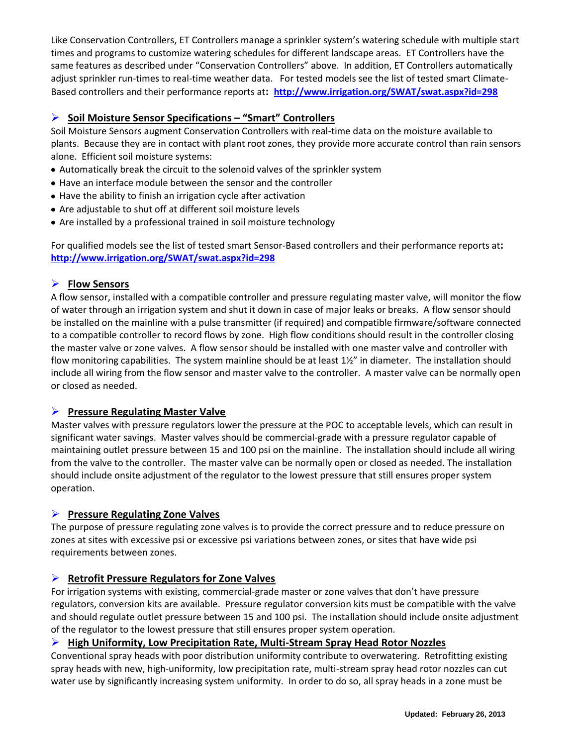Like Conservation Controllers, ET Controllers manage a sprinkler system's watering schedule with multiple start times and programs to customize watering schedules for different landscape areas. ET Controllers have the same features as described under "Conservation Controllers" above. In addition, ET Controllers automatically adjust sprinkler run-times to real-time weather data. For tested models see the list of tested smart Climate-Based controllers and their performance reports at**:** **http://www.irrigation.org/SWAT/swat.aspx?id=298**

## Soil Moisture Sensor Specifications – "Smart" Controllers

Soil Moisture Sensors augment Conservation Controllers with real-time data on the moisture available to plants. Because they are in contact with plant root zones, they provide more accurate control than rain sensors alone. Efficient soil moisture systems:

- Automatically break the circuit to the solenoid valves of the sprinkler system
- Have an interface module between the sensor and the controller
- Have the ability to finish an irrigation cycle after activation
- Are adjustable to shut off at different soil moisture levels
- Are installed by a professional trained in soil moisture technology

For qualified models see the list of tested smart Sensor-Based controllers and their performance reports at**:** **http://www.irrigation.org/SWAT/swat.aspx?id=298**

## Flow Sensors

A flow sensor, installed with a compatible controller and pressure regulating master valve, will monitor the flow of water through an irrigation system and shut it down in case of major leaks or breaks. A flow sensor should be installed on the mainline with a pulse transmitter (if required) and compatible firmware/software connected to a compatible controller to record flows by zone. High flow conditions should result in the controller closing the master valve or zone valves. A flow sensor should be installed with one master valve and controller with flow monitoring capabilities. The system mainline should be at least 1½" in diameter. The installation should include all wiring from the flow sensor and master valve to the controller. A master valve can be normally open or closed as needed.

## Pressure Regulating Master Valve

Master valves with pressure regulators lower the pressure at the POC to acceptable levels, which can result in significant water savings. Master valves should be commercial-grade with a pressure regulator capable of maintaining outlet pressure between 15 and 100 psi on the mainline. The installation should include all wiring from the valve to the controller. The master valve can be normally open or closed as needed. The installation should include onsite adjustment of the regulator to the lowest pressure that still ensures proper system operation.

## Pressure Regulating Zone Valves

The purpose of pressure regulating zone valves is to provide the correct pressure and to reduce pressure on zones at sites with excessive psi or excessive psi variations between zones, or sites that have wide psi requirements between zones.

## Retrofit Pressure Regulators for Zone Valves

For irrigation systems with existing, commercial-grade master or zone valves that don't have pressure regulators, conversion kits are available. Pressure regulator conversion kits must be compatible with the valve and should regulate outlet pressure between 15 and 100 psi. The installation should include onsite adjustment of the regulator to the lowest pressure that still ensures proper system operation.

## High Uniformity, Low Precipitation Rate, Multi-Stream Spray Head Rotor Nozzles

Conventional spray heads with poor distribution uniformity contribute to overwatering. Retrofitting existing spray heads with new, high-uniformity, low precipitation rate, multi-stream spray head rotor nozzles can cut water use by significantly increasing system uniformity. In order to do so, all spray heads in a zone must be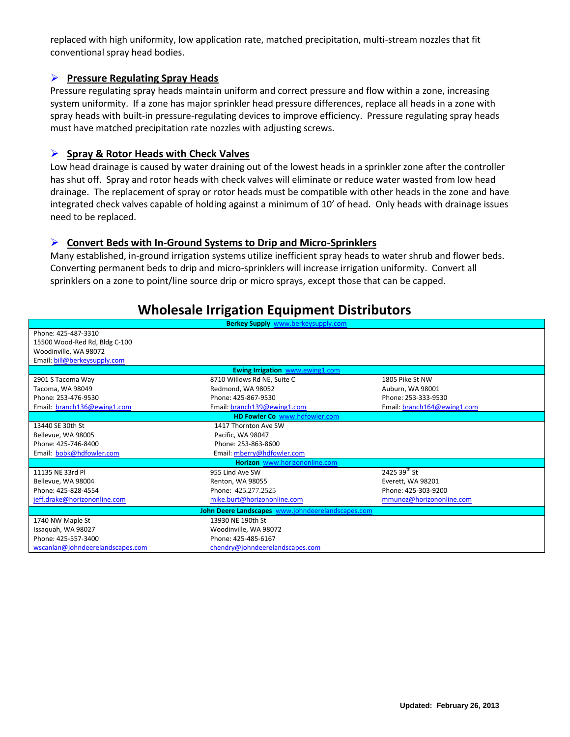replaced with high uniformity, low application rate, matched precipitation, multi-stream nozzles that fit conventional spray head bodies.

- **Pressure Regulating Spray Heads**

Pressure regulating spray heads maintain uniform and correct pressure and flow within a zone, increasing system uniformity. If a zone has major sprinkler head pressure differences, replace all heads in a zone with spray heads with built-in pressure-regulating devices to improve efficiency. Pressure regulating spray heads must have matched precipitation rate nozzles with adjusting screws.

- **Spray & Rotor Heads with Check Valves**

Low head drainage is caused by water draining out of the lowest heads in a sprinkler zone after the controller has shut off. Spray and rotor heads with check valves will eliminate or reduce water wasted from low head drainage. The replacement of spray or rotor heads must be compatible with other heads in the zone and have integrated check valves capable of holding against a minimum of 10' of head. Only heads with drainage issues need to be replaced.

- **Convert Beds with In-Ground Systems to Drip and Micro-Sprinklers**

Many established, in-ground irrigation systems utilize inefficient spray heads to water shrub and flower beds. Converting permanent beds to drip and micro-sprinklers will increase irrigation uniformity. Convert all sprinklers on a zone to point/line source drip or micro sprays, except those that can be capped.

## Wholesale Irrigation Equipment Distributors

| | | |
|---|---|---|
| **Berkey Supply** www.berkeysupply.com | | |
| Phone: 425-487-3310<br>15500 Wood-Red Rd, Bldg C-100<br>Woodinville, WA 98072<br>Email: bill@berkeysupply.com | | |
| **Ewing Irrigation** www.ewing1.com | | |
| 2901 S Tacoma Way<br>Tacoma, WA 98049<br>Phone: 253-476-9530<br>Email: branch136@ewing1.com | 8710 Willows Rd NE, Suite C<br>Redmond, WA 98052<br>Phone: 425-867-9530<br>Email: branch139@ewing1.com | 1805 Pike St NW<br>Auburn, WA 98001<br>Phone: 253-333-9530<br>Email: branch164@ewing1.com |
| **HD Fowler Co** www.hdfowler.com | | |
| 13440 SE 30th St<br>Bellevue, WA 98005<br>Phone: 425-746-8400<br>Email: bobk@hdfowler.com | 1417 Thornton Ave SW<br>Pacific, WA 98047<br>Phone: 253-863-8600<br>Email: mberry@hdfowler.com | |
| **Horizon** www.horizononline.com | | |
| 11135 NE 33rd Pl<br>Bellevue, WA 98004<br>Phone: 425-828-4554<br>jeff.drake@horizononline.com | 955 Lind Ave SW<br>Renton, WA 98055<br>Phone: 425.277.2525<br>mike.burt@horizononline.com | 2425 39th St<br>Everett, WA 98201<br>Phone: 425-303-9200<br>mmunoz@horizononline.com |
| **John Deere Landscapes** www.johndeerelandscapes.com | | |
| 1740 NW Maple St<br>Issaquah, WA 98027<br>Phone: 425-557-3400<br>wscanlan@johndeerelandscapes.com | 13930 NE 190th St<br>Woodinville, WA 98072<br>Phone: 425-485-6167<br>chendry@johndeerelandscapes.com | |

**Updated: February 26, 2013**